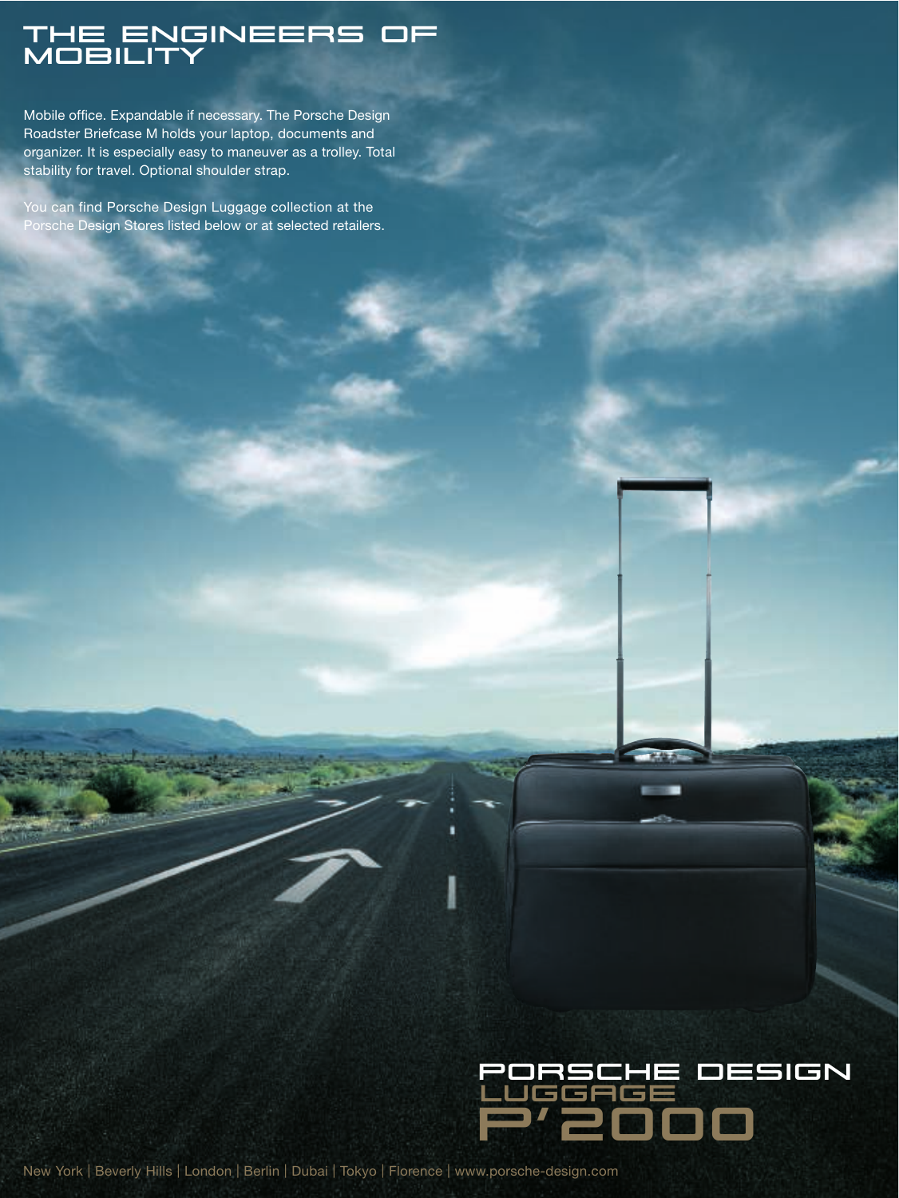# THE ENGINEERS OF MOBILITY

Mobile office. Expandable if necessary. The Porsche Design Roadster Briefcase M holds your laptop, documents and organizer. It is especially easy to maneuver as a trolley. Total stability for travel. Optional shoulder strap.

You can find Porsche Design Luggage collection at the Porsche Design Stores listed below or at selected retailers.

PORSCHE DESIGN
LUGGAGE
P'2000

New York | Beverly Hills | London | Berlin | Dubai | Tokyo | Florence | www.porsche-design.com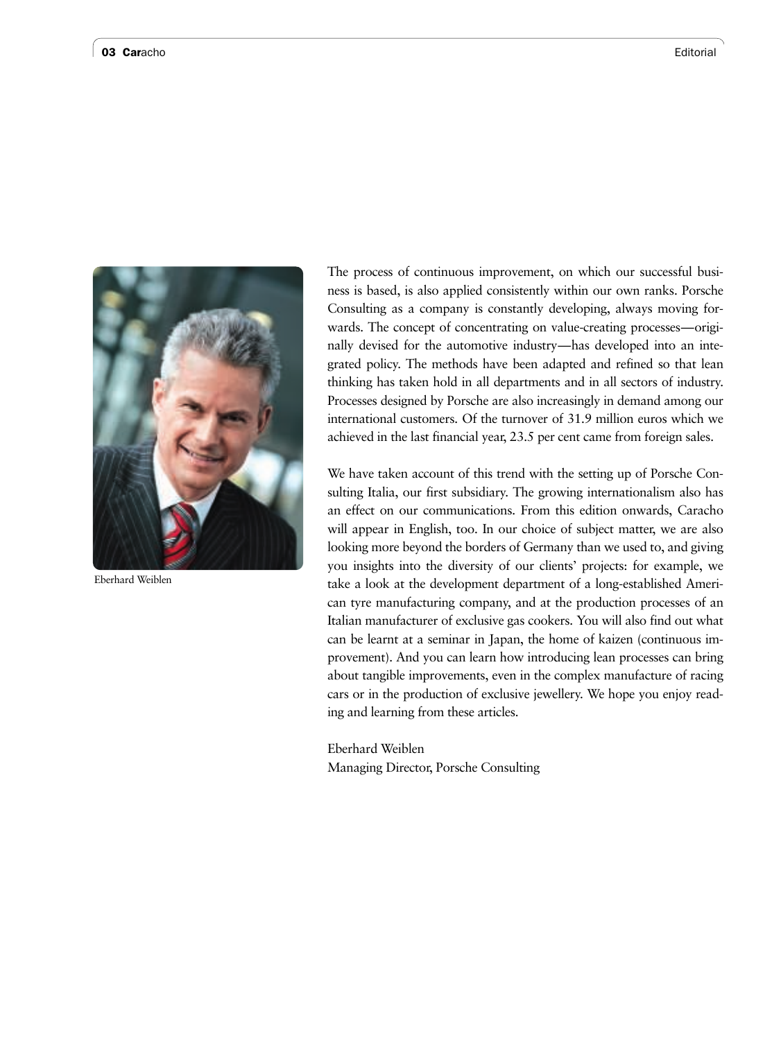The process of continuous improvement, on which our successful business is based, is also applied consistently within our own ranks. Porsche Consulting as a company is constantly developing, always moving forwards. The concept of concentrating on value-creating processes—originally devised for the automotive industry—has developed into an integrated policy. The methods have been adapted and refined so that lean thinking has taken hold in all departments and in all sectors of industry. Processes designed by Porsche are also increasingly in demand among our international customers. Of the turnover of 31.9 million euros which we achieved in the last financial year, 23.5 per cent came from foreign sales.

We have taken account of this trend with the setting up of Porsche Consulting Italia, our first subsidiary. The growing internationalism also has an effect on our communications. From this edition onwards, Caracho will appear in English, too. In our choice of subject matter, we are also looking more beyond the borders of Germany than we used to, and giving you insights into the diversity of our clients' projects: for example, we take a look at the development department of a long-established American tyre manufacturing company, and at the production processes of an Italian manufacturer of exclusive gas cookers. You will also find out what can be learnt at a seminar in Japan, the home of kaizen (continuous improvement). And you can learn how introducing lean processes can bring about tangible improvements, even in the complex manufacture of racing cars or in the production of exclusive jewellery. We hope you enjoy reading and learning from these articles.

Eberhard Weiblen
Managing Director, Porsche Consulting

Eberhard Weiblen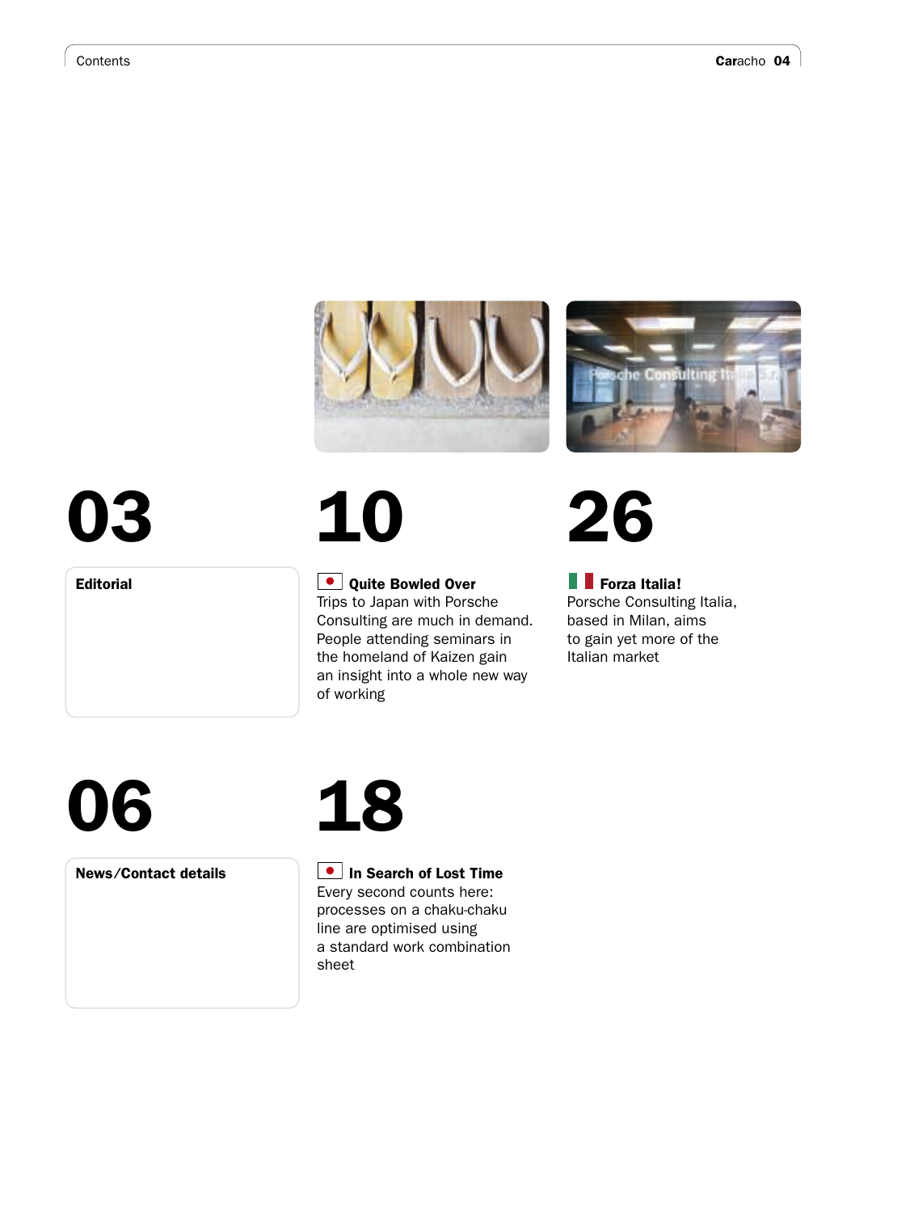# Contents

## 03

**Editorial**

## 06

**News/Contact details**

## 10

**Quite Bowled Over**
Trips to Japan with Porsche Consulting are much in demand. People attending seminars in the homeland of Kaizen gain an insight into a whole new way of working

## 18

**In Search of Lost Time**
Every second counts here: processes on a chaku-chaku line are optimised using a standard work combination sheet

## 26

**Forza Italia!**
Porsche Consulting Italia, based in Milan, aims to gain yet more of the Italian market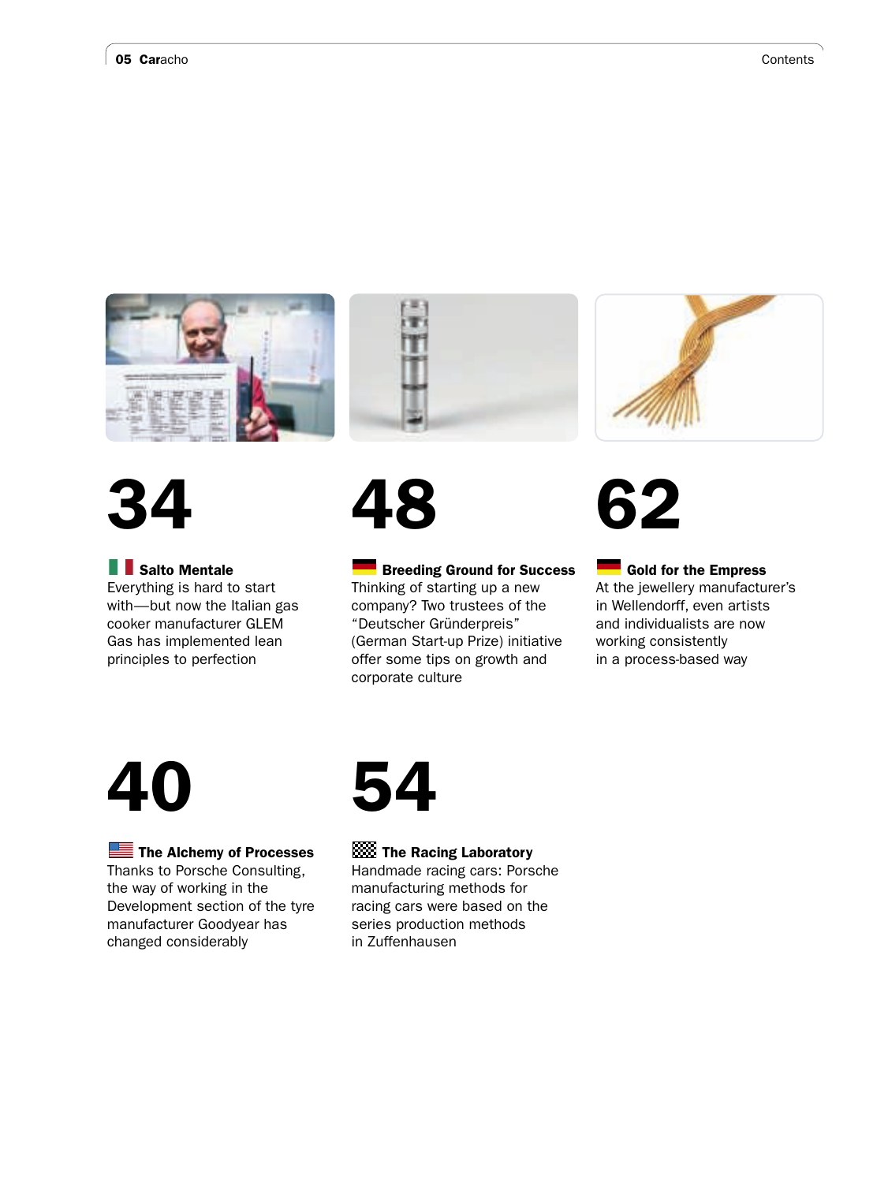## 34

### Salto Mentale

Everything is hard to start with—but now the Italian gas cooker manufacturer GLEM Gas has implemented lean principles to perfection

## 48

### Breeding Ground for Success

Thinking of starting up a new company? Two trustees of the “Deutscher Gründerpreis” (German Start-up Prize) initiative offer some tips on growth and corporate culture

## 62

### Gold for the Empress

At the jewellery manufacturer’s in Wellendorff, even artists and individualists are now working consistently in a process-based way

## 40

### The Alchemy of Processes

Thanks to Porsche Consulting, the way of working in the Development section of the tyre manufacturer Goodyear has changed considerably

## 54

### The Racing Laboratory

Handmade racing cars: Porsche manufacturing methods for racing cars were based on the series production methods in Zuffenhausen